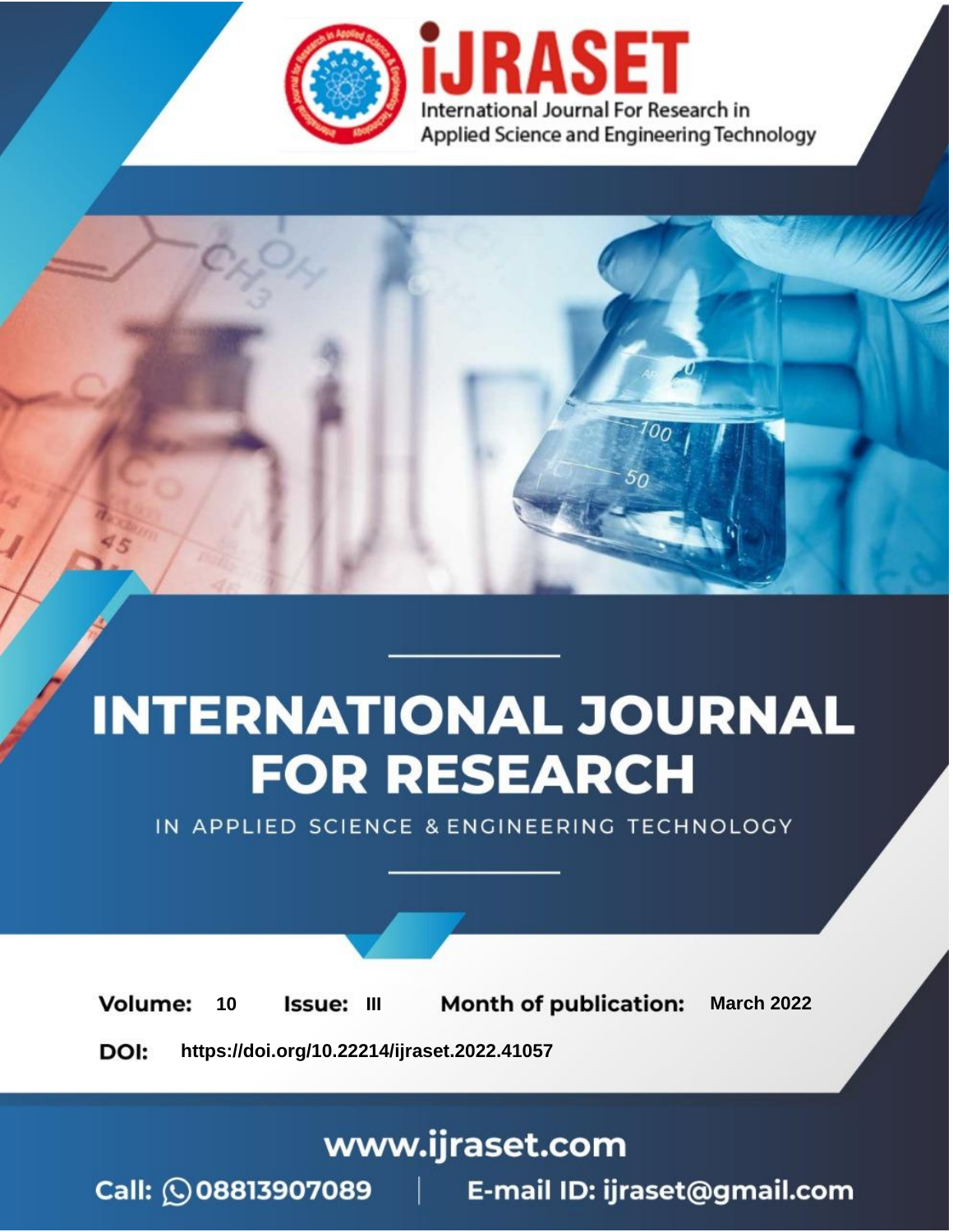# iJRASET

International Journal For Research in Applied Science and Engineering Technology

# INTERNATIONAL JOURNAL FOR RESEARCH

IN APPLIED SCIENCE & ENGINEERING TECHNOLOGY

**Volume:** 10 **Issue:** III **Month of publication:** March 2022

**DOI:** https://doi.org/10.22214/ijraset.2022.41057

www.ijraset.com

Call: 08813907089 | E-mail ID: ijraset@gmail.com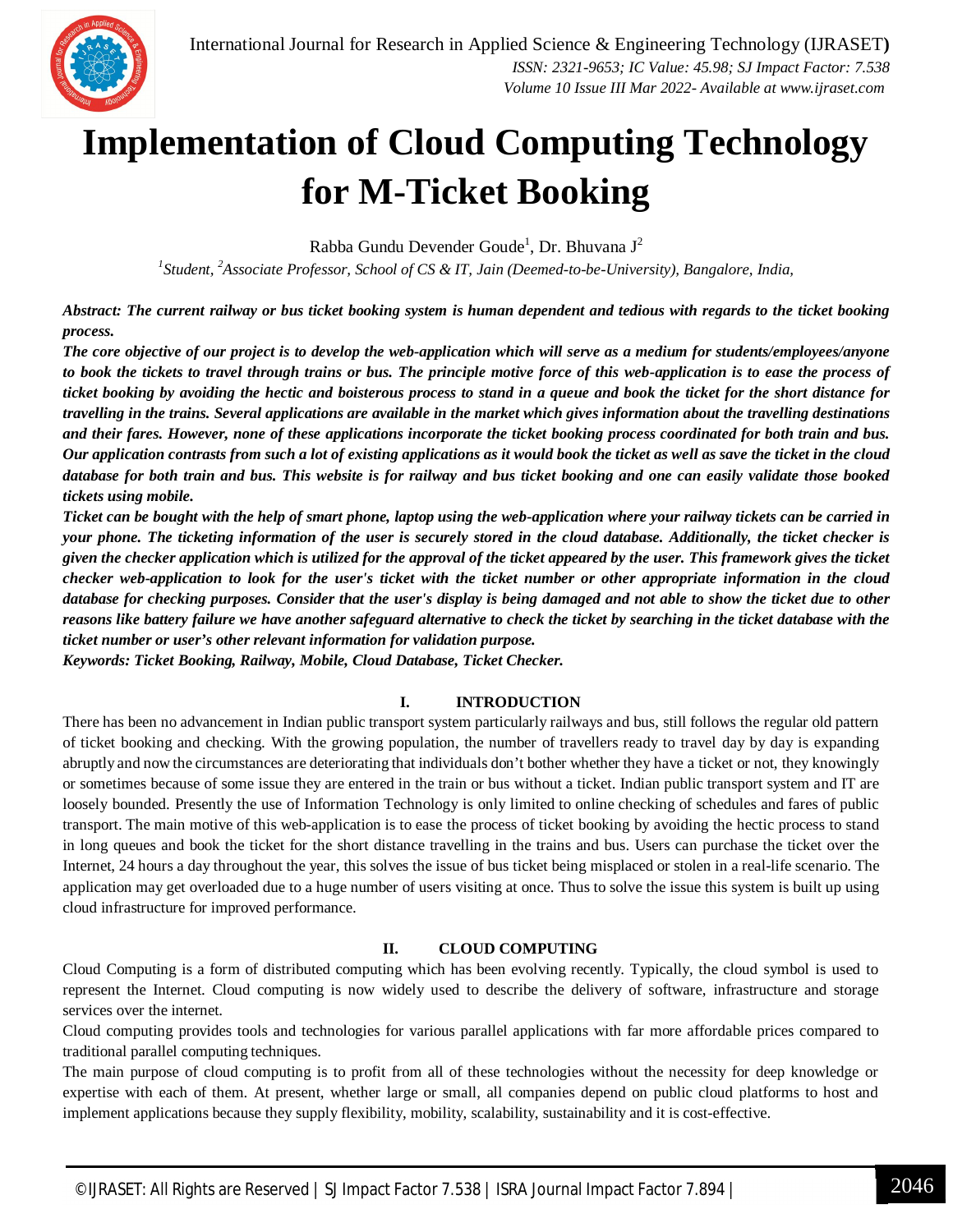# Implementation of Cloud Computing Technology for M-Ticket Booking

Rabba Gundu Devender Goude[1], Dr. Bhuvana J[2]

[1]*Student,* [2]*Associate Professor, School of CS & IT, Jain (Deemed-to-be-University), Bangalore, India,*

***Abstract:** The current railway or bus ticket booking system is human dependent and tedious with regards to the ticket booking process.*

***The core objective of our project is to develop the web-application which will serve as a medium for students/employees/anyone to book the tickets to travel through trains or bus. The principle motive force of this web-application is to ease the process of ticket booking by avoiding the hectic and boisterous process to stand in a queue and book the ticket for the short distance for travelling in the trains. Several applications are available in the market which gives information about the travelling destinations and their fares. However, none of these applications incorporate the ticket booking process coordinated for both train and bus. Our application contrasts from such a lot of existing applications as it would book the ticket as well as save the ticket in the cloud database for both train and bus. This website is for railway and bus ticket booking and one can easily validate those booked tickets using mobile.***

***Ticket can be bought with the help of smart phone, laptop using the web-application where your railway tickets can be carried in your phone. The ticketing information of the user is securely stored in the cloud database. Additionally, the ticket checker is given the checker application which is utilized for the approval of the ticket appeared by the user. This framework gives the ticket checker web-application to look for the user's ticket with the ticket number or other appropriate information in the cloud database for checking purposes. Consider that the user's display is being damaged and not able to show the ticket due to other reasons like battery failure we have another safeguard alternative to check the ticket by searching in the ticket database with the ticket number or user's other relevant information for validation purpose.***

***Keywords:** Ticket Booking, Railway, Mobile, Cloud Database, Ticket Checker.*

## I. INTRODUCTION

There has been no advancement in Indian public transport system particularly railways and bus, still follows the regular old pattern of ticket booking and checking. With the growing population, the number of travellers ready to travel day by day is expanding abruptly and now the circumstances are deteriorating that individuals don't bother whether they have a ticket or not, they knowingly or sometimes because of some issue they are entered in the train or bus without a ticket. Indian public transport system and IT are loosely bounded. Presently the use of Information Technology is only limited to online checking of schedules and fares of public transport. The main motive of this web-application is to ease the process of ticket booking by avoiding the hectic process to stand in long queues and book the ticket for the short distance travelling in the trains and bus. Users can purchase the ticket over the Internet, 24 hours a day throughout the year, this solves the issue of bus ticket being misplaced or stolen in a real-life scenario. The application may get overloaded due to a huge number of users visiting at once. Thus to solve the issue this system is built up using cloud infrastructure for improved performance.

## II. CLOUD COMPUTING

Cloud Computing is a form of distributed computing which has been evolving recently. Typically, the cloud symbol is used to represent the Internet. Cloud computing is now widely used to describe the delivery of software, infrastructure and storage services over the internet.

Cloud computing provides tools and technologies for various parallel applications with far more affordable prices compared to traditional parallel computing techniques.

The main purpose of cloud computing is to profit from all of these technologies without the necessity for deep knowledge or expertise with each of them. At present, whether large or small, all companies depend on public cloud platforms to host and implement applications because they supply flexibility, mobility, scalability, sustainability and it is cost-effective.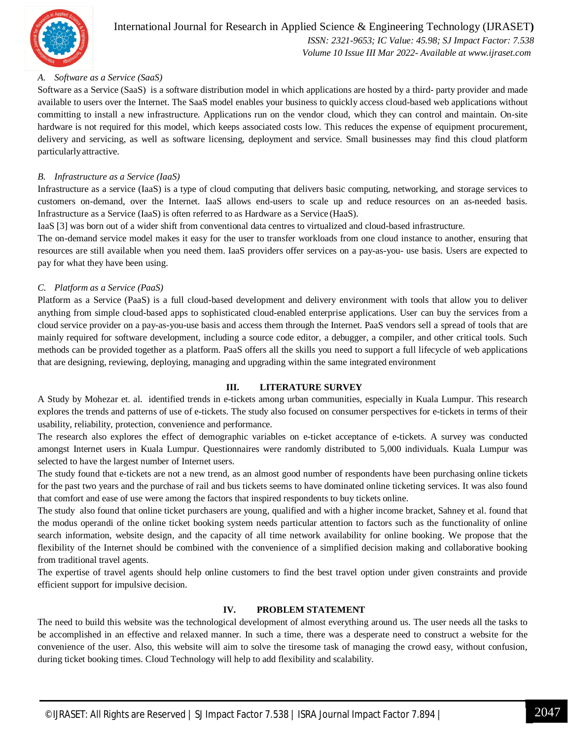### A. Software as a Service (SaaS)

Software as a Service (SaaS) is a software distribution model in which applications are hosted by a third- party provider and made available to users over the Internet. The SaaS model enables your business to quickly access cloud-based web applications without committing to install a new infrastructure. Applications run on the vendor cloud, which they can control and maintain. On-site hardware is not required for this model, which keeps associated costs low. This reduces the expense of equipment procurement, delivery and servicing, as well as software licensing, deployment and service. Small businesses may find this cloud platform particularly attractive.

### B. Infrastructure as a Service (IaaS)

Infrastructure as a service (IaaS) is a type of cloud computing that delivers basic computing, networking, and storage services to customers on-demand, over the Internet. IaaS allows end-users to scale up and reduce resources on an as-needed basis. Infrastructure as a Service (IaaS) is often referred to as Hardware as a Service (HaaS).

IaaS [3] was born out of a wider shift from conventional data centres to virtualized and cloud-based infrastructure.

The on-demand service model makes it easy for the user to transfer workloads from one cloud instance to another, ensuring that resources are still available when you need them. IaaS providers offer services on a pay-as-you- use basis. Users are expected to pay for what they have been using.

### C. Platform as a Service (PaaS)

Platform as a Service (PaaS) is a full cloud-based development and delivery environment with tools that allow you to deliver anything from simple cloud-based apps to sophisticated cloud-enabled enterprise applications. User can buy the services from a cloud service provider on a pay-as-you-use basis and access them through the Internet. PaaS vendors sell a spread of tools that are mainly required for software development, including a source code editor, a debugger, a compiler, and other critical tools. Such methods can be provided together as a platform. PaaS offers all the skills you need to support a full lifecycle of web applications that are designing, reviewing, deploying, managing and upgrading within the same integrated environment

## III. LITERATURE SURVEY

A Study by Mohezar et. al. identified trends in e-tickets among urban communities, especially in Kuala Lumpur. This research explores the trends and patterns of use of e-tickets. The study also focused on consumer perspectives for e-tickets in terms of their usability, reliability, protection, convenience and performance.

The research also explores the effect of demographic variables on e-ticket acceptance of e-tickets. A survey was conducted amongst Internet users in Kuala Lumpur. Questionnaires were randomly distributed to 5,000 individuals. Kuala Lumpur was selected to have the largest number of Internet users.

The study found that e-tickets are not a new trend, as an almost good number of respondents have been purchasing online tickets for the past two years and the purchase of rail and bus tickets seems to have dominated online ticketing services. It was also found that comfort and ease of use were among the factors that inspired respondents to buy tickets online.

The study also found that online ticket purchasers are young, qualified and with a higher income bracket, Sahney et al. found that the modus operandi of the online ticket booking system needs particular attention to factors such as the functionality of online search information, website design, and the capacity of all time network availability for online booking. We propose that the flexibility of the Internet should be combined with the convenience of a simplified decision making and collaborative booking from traditional travel agents.

The expertise of travel agents should help online customers to find the best travel option under given constraints and provide efficient support for impulsive decision.

## IV. PROBLEM STATEMENT

The need to build this website was the technological development of almost everything around us. The user needs all the tasks to be accomplished in an effective and relaxed manner. In such a time, there was a desperate need to construct a website for the convenience of the user. Also, this website will aim to solve the tiresome task of managing the crowd easy, without confusion, during ticket booking times. Cloud Technology will help to add flexibility and scalability.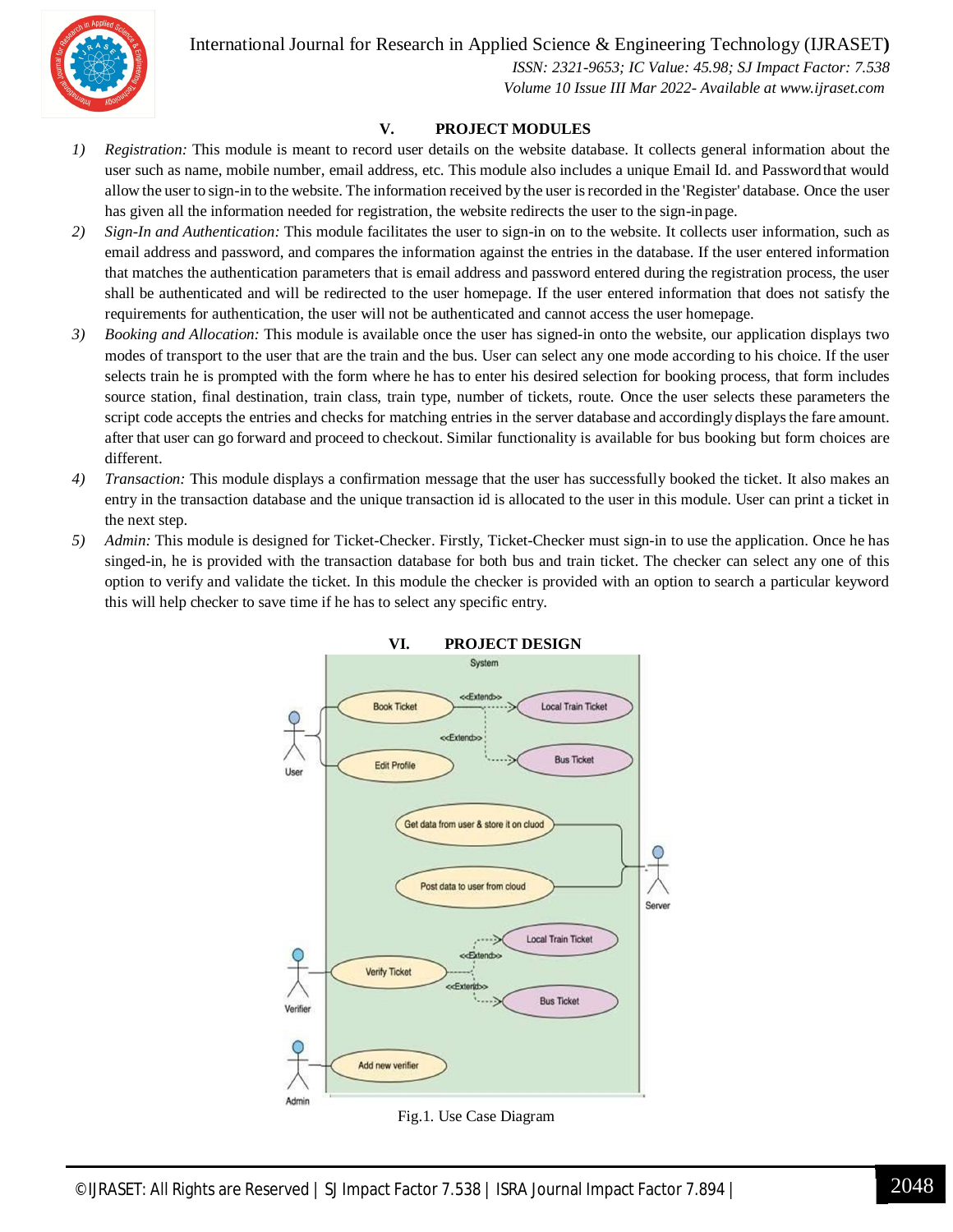## V. PROJECT MODULES

1) *Registration:* This module is meant to record user details on the website database. It collects general information about the user such as name, mobile number, email address, etc. This module also includes a unique Email Id. and Password that would allow the user to sign-in to the website. The information received by the user is recorded in the 'Register' database. Once the user has given all the information needed for registration, the website redirects the user to the sign-in page.
2) *Sign-In and Authentication:* This module facilitates the user to sign-in on to the website. It collects user information, such as email address and password, and compares the information against the entries in the database. If the user entered information that matches the authentication parameters that is email address and password entered during the registration process, the user shall be authenticated and will be redirected to the user homepage. If the user entered information that does not satisfy the requirements for authentication, the user will not be authenticated and cannot access the user homepage.
3) *Booking and Allocation:* This module is available once the user has signed-in onto the website, our application displays two modes of transport to the user that are the train and the bus. User can select any one mode according to his choice. If the user selects train he is prompted with the form where he has to enter his desired selection for booking process, that form includes source station, final destination, train class, train type, number of tickets, route. Once the user selects these parameters the script code accepts the entries and checks for matching entries in the server database and accordingly displays the fare amount. after that user can go forward and proceed to checkout. Similar functionality is available for bus booking but form choices are different.
4) *Transaction:* This module displays a confirmation message that the user has successfully booked the ticket. It also makes an entry in the transaction database and the unique transaction id is allocated to the user in this module. User can print a ticket in the next step.
5) *Admin:* This module is designed for Ticket-Checker. Firstly, Ticket-Checker must sign-in to use the application. Once he has singed-in, he is provided with the transaction database for both bus and train ticket. The checker can select any one of this option to verify and validate the ticket. In this module the checker is provided with an option to search a particular keyword this will help checker to save time if he has to select any specific entry.

## VI. PROJECT DESIGN

Fig.1. Use Case Diagram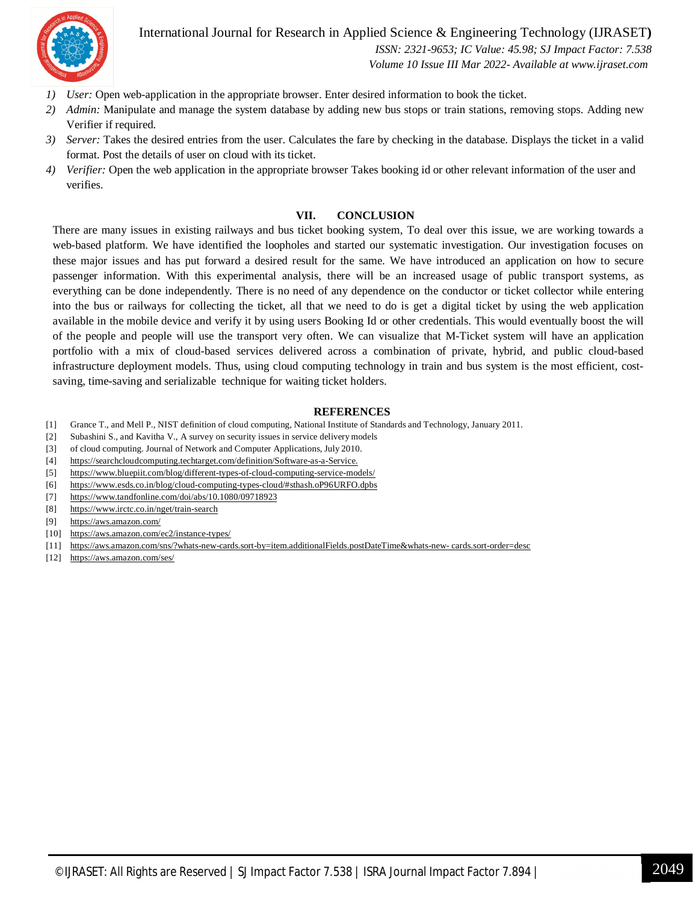1) *User:* Open web-application in the appropriate browser. Enter desired information to book the ticket.
2) *Admin:* Manipulate and manage the system database by adding new bus stops or train stations, removing stops. Adding new Verifier if required.
3) *Server:* Takes the desired entries from the user. Calculates the fare by checking in the database. Displays the ticket in a valid format. Post the details of user on cloud with its ticket.
4) *Verifier:* Open the web application in the appropriate browser Takes booking id or other relevant information of the user and verifies.

## VII. CONCLUSION

There are many issues in existing railways and bus ticket booking system, To deal over this issue, we are working towards a web-based platform. We have identified the loopholes and started our systematic investigation. Our investigation focuses on these major issues and has put forward a desired result for the same. We have introduced an application on how to secure passenger information. With this experimental analysis, there will be an increased usage of public transport systems, as everything can be done independently. There is no need of any dependence on the conductor or ticket collector while entering into the bus or railways for collecting the ticket, all that we need to do is get a digital ticket by using the web application available in the mobile device and verify it by using users Booking Id or other credentials. This would eventually boost the will of the people and people will use the transport very often. We can visualize that M-Ticket system will have an application portfolio with a mix of cloud-based services delivered across a combination of private, hybrid, and public cloud-based infrastructure deployment models. Thus, using cloud computing technology in train and bus system is the most efficient, cost-saving, time-saving and serializable technique for waiting ticket holders.

## REFERENCES

[1] Grance T., and Mell P., NIST definition of cloud computing, National Institute of Standards and Technology, January 2011.
[2] Subashini S., and Kavitha V., A survey on security issues in service delivery models
[3] of cloud computing. Journal of Network and Computer Applications, July 2010.
[4] https://searchcloudcomputing.techtarget.com/definition/Software-as-a-Service.
[5] https://www.bluepiit.com/blog/different-types-of-cloud-computing-service-models/
[6] https://www.esds.co.in/blog/cloud-computing-types-cloud/#sthash.oP96URFO.dpbs
[7] https://www.tandfonline.com/doi/abs/10.1080/09718923
[8] https://www.irctc.co.in/nget/train-search
[9] https://aws.amazon.com/
[10] https://aws.amazon.com/ec2/instance-types/
[11] https://aws.amazon.com/sns/?whats-new-cards.sort-by=item.additionalFields.postDateTime&whats-new- cards.sort-order=desc
[12] https://aws.amazon.com/ses/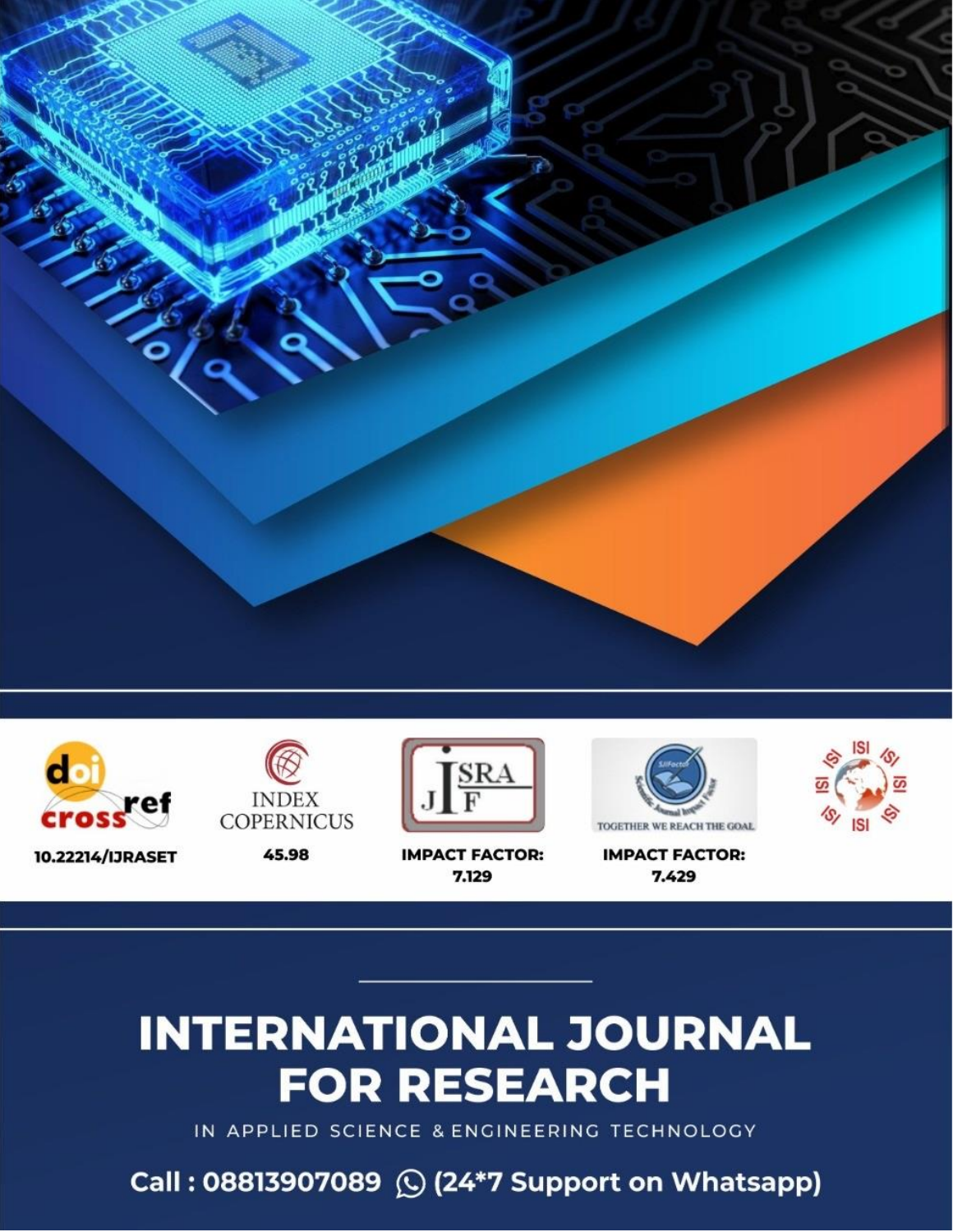10.22214/IJRASET

INDEX COPERNICUS

45.98

IMPACT FACTOR: 7.129

TOGETHER WE REACH THE GOAL

IMPACT FACTOR: 7.429

# INTERNATIONAL JOURNAL FOR RESEARCH

IN APPLIED SCIENCE & ENGINEERING TECHNOLOGY

Call : 08813907089 (24*7 Support on Whatsapp)